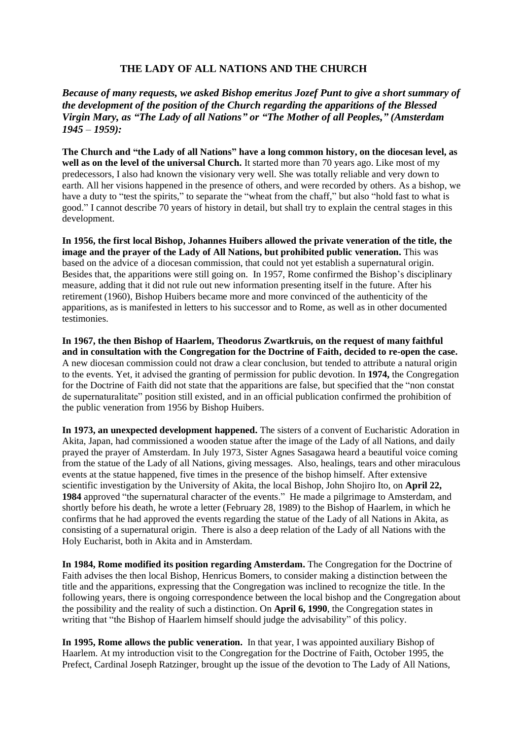# THE LADY OF ALL NATIONS AND THE CHURCH

***Because of many requests, we asked Bishop emeritus Jozef Punt to give a short summary of the development of the position of the Church regarding the apparitions of the Blessed Virgin Mary, as "The Lady of all Nations" or "The Mother of all Peoples," (Amsterdam 1945 – 1959):***

**The Church and "the Lady of all Nations" have a long common history, on the diocesan level, as well as on the level of the universal Church.** It started more than 70 years ago. Like most of my predecessors, I also had known the visionary very well. She was totally reliable and very down to earth. All her visions happened in the presence of others, and were recorded by others. As a bishop, we have a duty to "test the spirits," to separate the "wheat from the chaff," but also "hold fast to what is good." I cannot describe 70 years of history in detail, but shall try to explain the central stages in this development.

**In 1956, the first local Bishop, Johannes Huibers allowed the private veneration of the title, the image and the prayer of the Lady of All Nations, but prohibited public veneration.** This was based on the advice of a diocesan commission, that could not yet establish a supernatural origin. Besides that, the apparitions were still going on. In 1957, Rome confirmed the Bishop's disciplinary measure, adding that it did not rule out new information presenting itself in the future. After his retirement (1960), Bishop Huibers became more and more convinced of the authenticity of the apparitions, as is manifested in letters to his successor and to Rome, as well as in other documented testimonies.

**In 1967, the then Bishop of Haarlem, Theodorus Zwartkruis, on the request of many faithful and in consultation with the Congregation for the Doctrine of Faith, decided to re-open the case.** A new diocesan commission could not draw a clear conclusion, but tended to attribute a natural origin to the events. Yet, it advised the granting of permission for public devotion. In **1974,** the Congregation for the Doctrine of Faith did not state that the apparitions are false, but specified that the "non constat de supernaturalitate" position still existed, and in an official publication confirmed the prohibition of the public veneration from 1956 by Bishop Huibers.

**In 1973, an unexpected development happened.** The sisters of a convent of Eucharistic Adoration in Akita, Japan, had commissioned a wooden statue after the image of the Lady of all Nations, and daily prayed the prayer of Amsterdam. In July 1973, Sister Agnes Sasagawa heard a beautiful voice coming from the statue of the Lady of all Nations, giving messages. Also, healings, tears and other miraculous events at the statue happened, five times in the presence of the bishop himself. After extensive scientific investigation by the University of Akita, the local Bishop, John Shojiro Ito, on **April 22, 1984** approved "the supernatural character of the events." He made a pilgrimage to Amsterdam, and shortly before his death, he wrote a letter (February 28, 1989) to the Bishop of Haarlem, in which he confirms that he had approved the events regarding the statue of the Lady of all Nations in Akita, as consisting of a supernatural origin. There is also a deep relation of the Lady of all Nations with the Holy Eucharist, both in Akita and in Amsterdam.

**In 1984, Rome modified its position regarding Amsterdam.** The Congregation for the Doctrine of Faith advises the then local Bishop, Henricus Bomers, to consider making a distinction between the title and the apparitions, expressing that the Congregation was inclined to recognize the title. In the following years, there is ongoing correspondence between the local bishop and the Congregation about the possibility and the reality of such a distinction. On **April 6, 1990**, the Congregation states in writing that "the Bishop of Haarlem himself should judge the advisability" of this policy.

**In 1995, Rome allows the public veneration.** In that year, I was appointed auxiliary Bishop of Haarlem. At my introduction visit to the Congregation for the Doctrine of Faith, October 1995, the Prefect, Cardinal Joseph Ratzinger, brought up the issue of the devotion to The Lady of All Nations,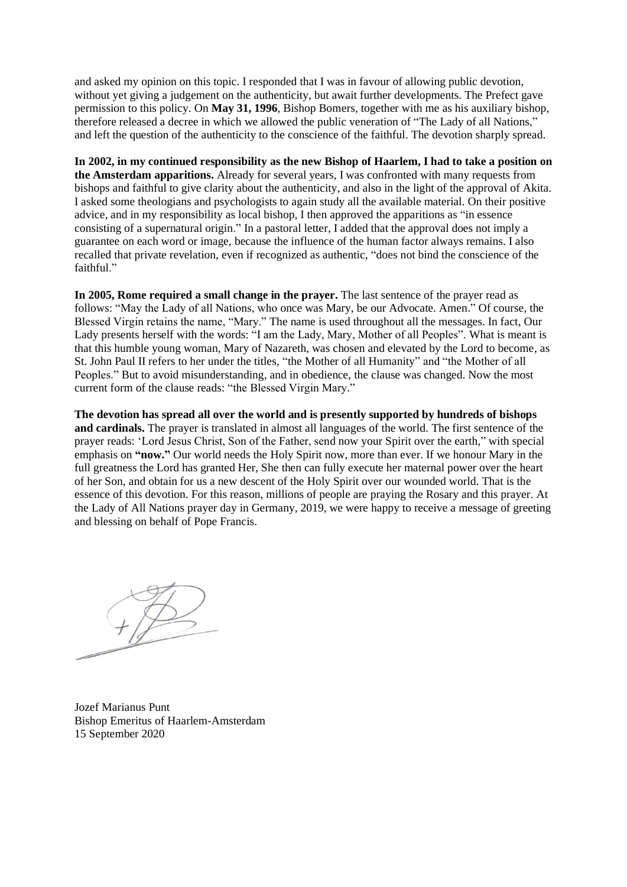and asked my opinion on this topic. I responded that I was in favour of allowing public devotion, without yet giving a judgement on the authenticity, but await further developments. The Prefect gave permission to this policy. On **May 31, 1996**, Bishop Bomers, together with me as his auxiliary bishop, therefore released a decree in which we allowed the public veneration of "The Lady of all Nations," and left the question of the authenticity to the conscience of the faithful. The devotion sharply spread.

**In 2002, in my continued responsibility as the new Bishop of Haarlem, I had to take a position on the Amsterdam apparitions.** Already for several years, I was confronted with many requests from bishops and faithful to give clarity about the authenticity, and also in the light of the approval of Akita. I asked some theologians and psychologists to again study all the available material. On their positive advice, and in my responsibility as local bishop, I then approved the apparitions as "in essence consisting of a supernatural origin." In a pastoral letter, I added that the approval does not imply a guarantee on each word or image, because the influence of the human factor always remains. I also recalled that private revelation, even if recognized as authentic, "does not bind the conscience of the faithful."

**In 2005, Rome required a small change in the prayer.** The last sentence of the prayer read as follows: "May the Lady of all Nations, who once was Mary, be our Advocate. Amen." Of course, the Blessed Virgin retains the name, "Mary." The name is used throughout all the messages. In fact, Our Lady presents herself with the words: "I am the Lady, Mary, Mother of all Peoples". What is meant is that this humble young woman, Mary of Nazareth, was chosen and elevated by the Lord to become, as St. John Paul II refers to her under the titles, "the Mother of all Humanity" and "the Mother of all Peoples." But to avoid misunderstanding, and in obedience, the clause was changed. Now the most current form of the clause reads: "the Blessed Virgin Mary."

**The devotion has spread all over the world and is presently supported by hundreds of bishops and cardinals.** The prayer is translated in almost all languages of the world. The first sentence of the prayer reads: 'Lord Jesus Christ, Son of the Father, send now your Spirit over the earth," with special emphasis on **"now."** Our world needs the Holy Spirit now, more than ever. If we honour Mary in the full greatness the Lord has granted Her, She then can fully execute her maternal power over the heart of her Son, and obtain for us a new descent of the Holy Spirit over our wounded world. That is the essence of this devotion. For this reason, millions of people are praying the Rosary and this prayer. At the Lady of All Nations prayer day in Germany, 2019, we were happy to receive a message of greeting and blessing on behalf of Pope Francis.

Jozef Marianus Punt
Bishop Emeritus of Haarlem-Amsterdam
15 September 2020